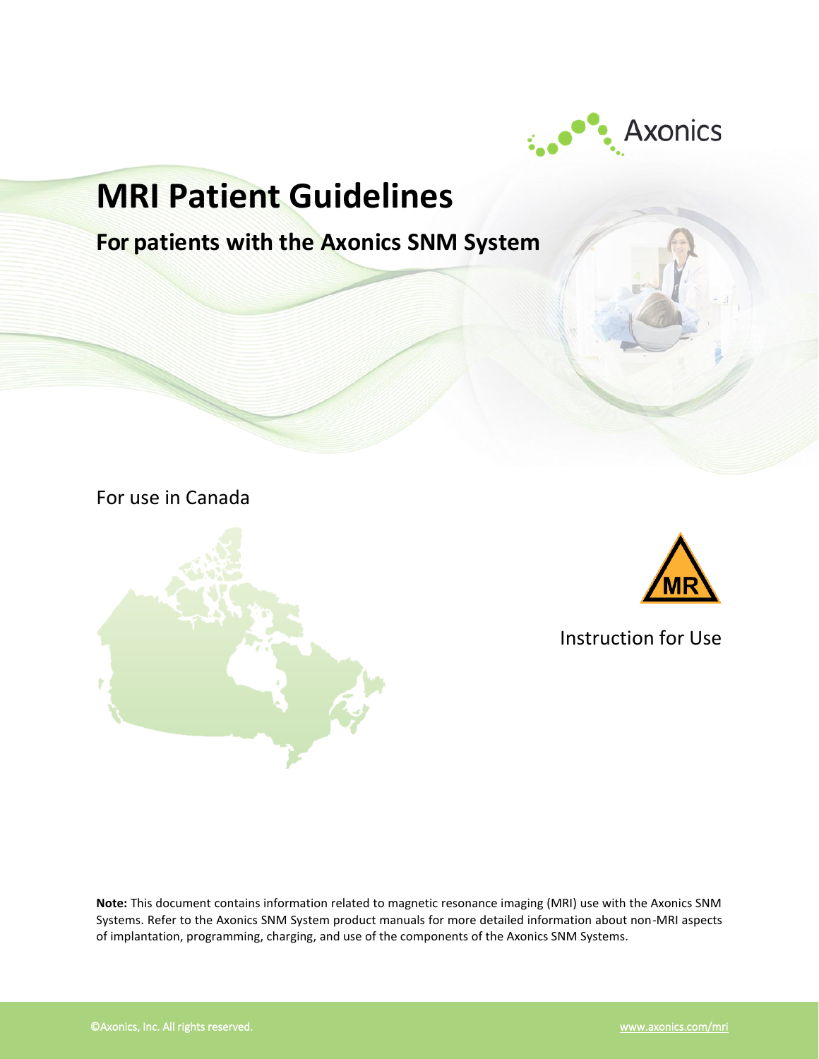Axonics

# MRI Patient Guidelines

## For patients with the Axonics SNM System

For use in Canada

MR

Instruction for Use

**Note:** This document contains information related to magnetic resonance imaging (MRI) use with the Axonics SNM Systems. Refer to the Axonics SNM System product manuals for more detailed information about non-MRI aspects of implantation, programming, charging, and use of the components of the Axonics SNM Systems.

©Axonics, Inc. All rights reserved.

www.axonics.com/mri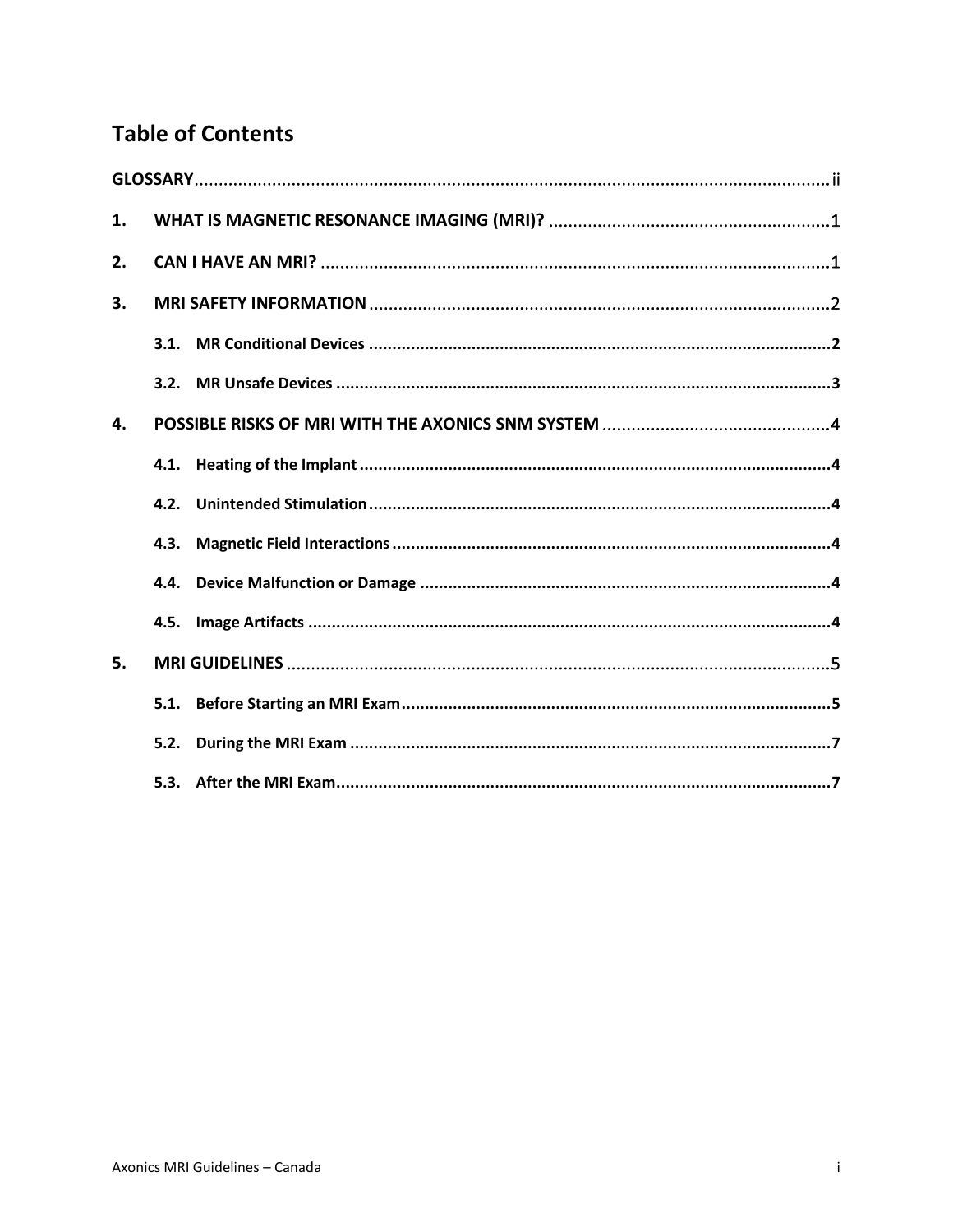# Table of Contents

GLOSSARY ..... ii

1. WHAT IS MAGNETIC RESONANCE IMAGING (MRI)? ..... 1
2. CAN I HAVE AN MRI? ..... 1
3. MRI SAFETY INFORMATION ..... 2
   - 3.1. MR Conditional Devices ..... 2
   - 3.2. MR Unsafe Devices ..... 3
4. POSSIBLE RISKS OF MRI WITH THE AXONICS SNM SYSTEM ..... 4
   - 4.1. Heating of the Implant ..... 4
   - 4.2. Unintended Stimulation ..... 4
   - 4.3. Magnetic Field Interactions ..... 4
   - 4.4. Device Malfunction or Damage ..... 4
   - 4.5. Image Artifacts ..... 4
5. MRI GUIDELINES ..... 5
   - 5.1. Before Starting an MRI Exam ..... 5
   - 5.2. During the MRI Exam ..... 7
   - 5.3. After the MRI Exam ..... 7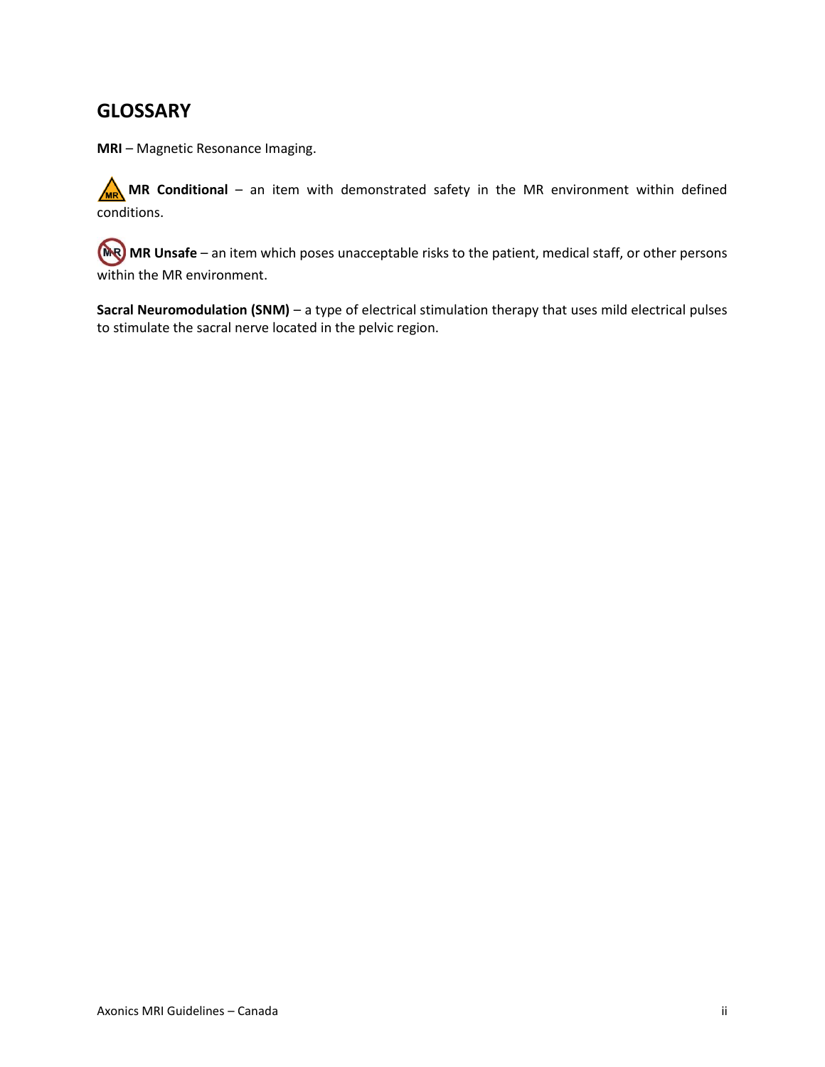# GLOSSARY

**MRI** – Magnetic Resonance Imaging.

**MR Conditional** – an item with demonstrated safety in the MR environment within defined conditions.

**MR Unsafe** – an item which poses unacceptable risks to the patient, medical staff, or other persons within the MR environment.

**Sacral Neuromodulation (SNM)** – a type of electrical stimulation therapy that uses mild electrical pulses to stimulate the sacral nerve located in the pelvic region.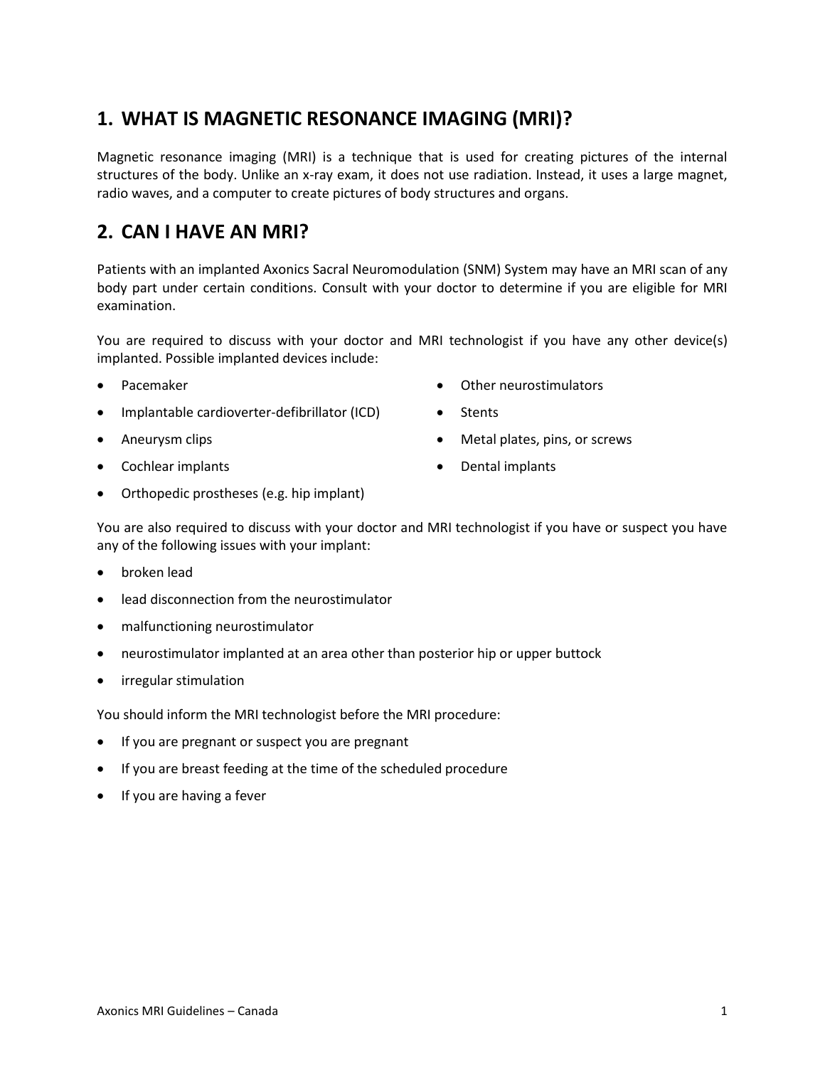## 1. WHAT IS MAGNETIC RESONANCE IMAGING (MRI)?

Magnetic resonance imaging (MRI) is a technique that is used for creating pictures of the internal structures of the body. Unlike an x-ray exam, it does not use radiation. Instead, it uses a large magnet, radio waves, and a computer to create pictures of body structures and organs.

## 2. CAN I HAVE AN MRI?

Patients with an implanted Axonics Sacral Neuromodulation (SNM) System may have an MRI scan of any body part under certain conditions. Consult with your doctor to determine if you are eligible for MRI examination.

You are required to discuss with your doctor and MRI technologist if you have any other device(s) implanted. Possible implanted devices include:

- Pacemaker
- Implantable cardioverter-defibrillator (ICD)
- Aneurysm clips
- Cochlear implants
- Orthopedic prostheses (e.g. hip implant)
- Other neurostimulators
- Stents
- Metal plates, pins, or screws
- Dental implants

You are also required to discuss with your doctor and MRI technologist if you have or suspect you have any of the following issues with your implant:

- broken lead
- lead disconnection from the neurostimulator
- malfunctioning neurostimulator
- neurostimulator implanted at an area other than posterior hip or upper buttock
- irregular stimulation

You should inform the MRI technologist before the MRI procedure:

- If you are pregnant or suspect you are pregnant
- If you are breast feeding at the time of the scheduled procedure
- If you are having a fever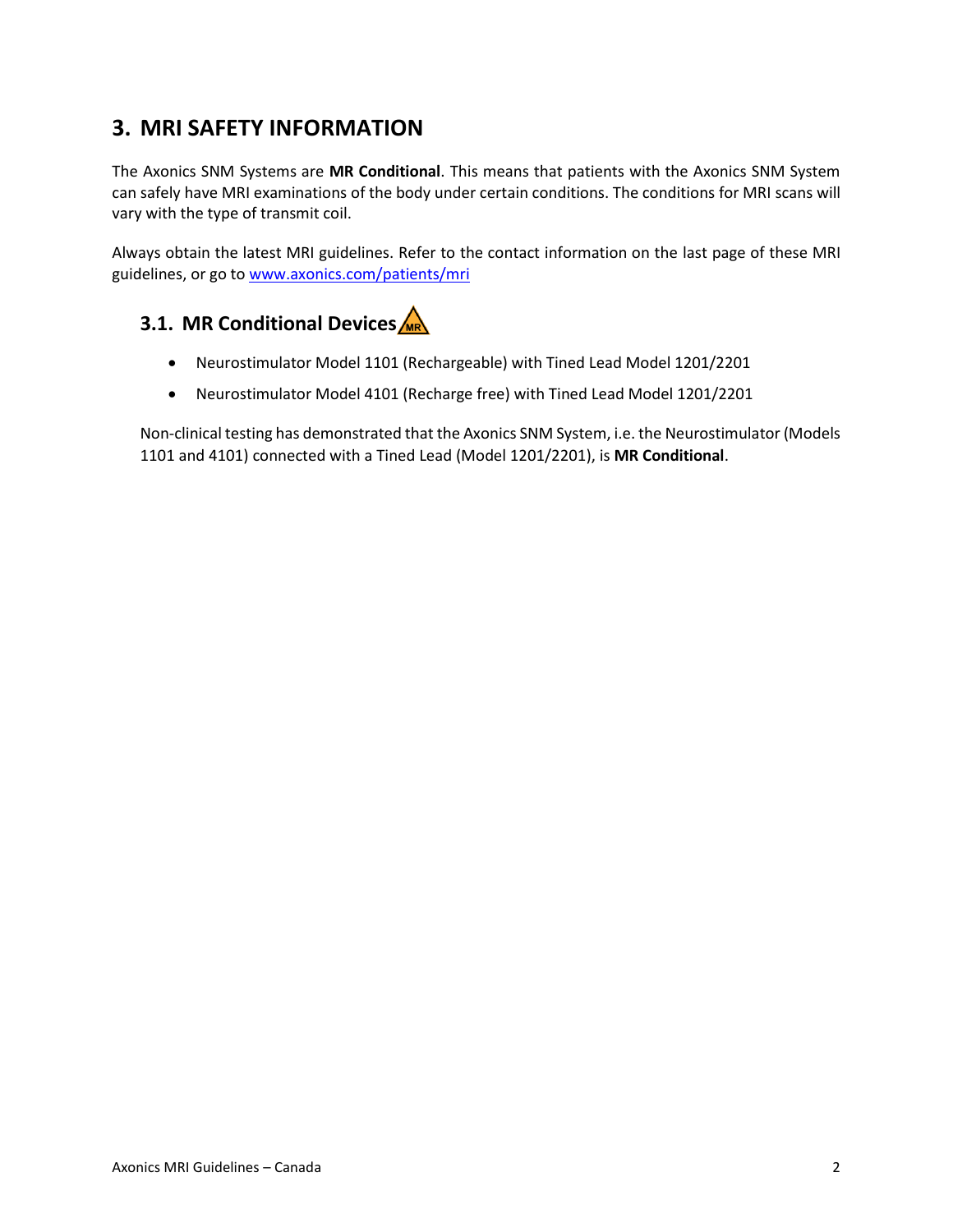## 3. MRI SAFETY INFORMATION

The Axonics SNM Systems are **MR Conditional**. This means that patients with the Axonics SNM System can safely have MRI examinations of the body under certain conditions. The conditions for MRI scans will vary with the type of transmit coil.

Always obtain the latest MRI guidelines. Refer to the contact information on the last page of these MRI guidelines, or go to www.axonics.com/patients/mri

### 3.1. MR Conditional Devices

- Neurostimulator Model 1101 (Rechargeable) with Tined Lead Model 1201/2201
- Neurostimulator Model 4101 (Recharge free) with Tined Lead Model 1201/2201

Non-clinical testing has demonstrated that the Axonics SNM System, i.e. the Neurostimulator (Models 1101 and 4101) connected with a Tined Lead (Model 1201/2201), is **MR Conditional**.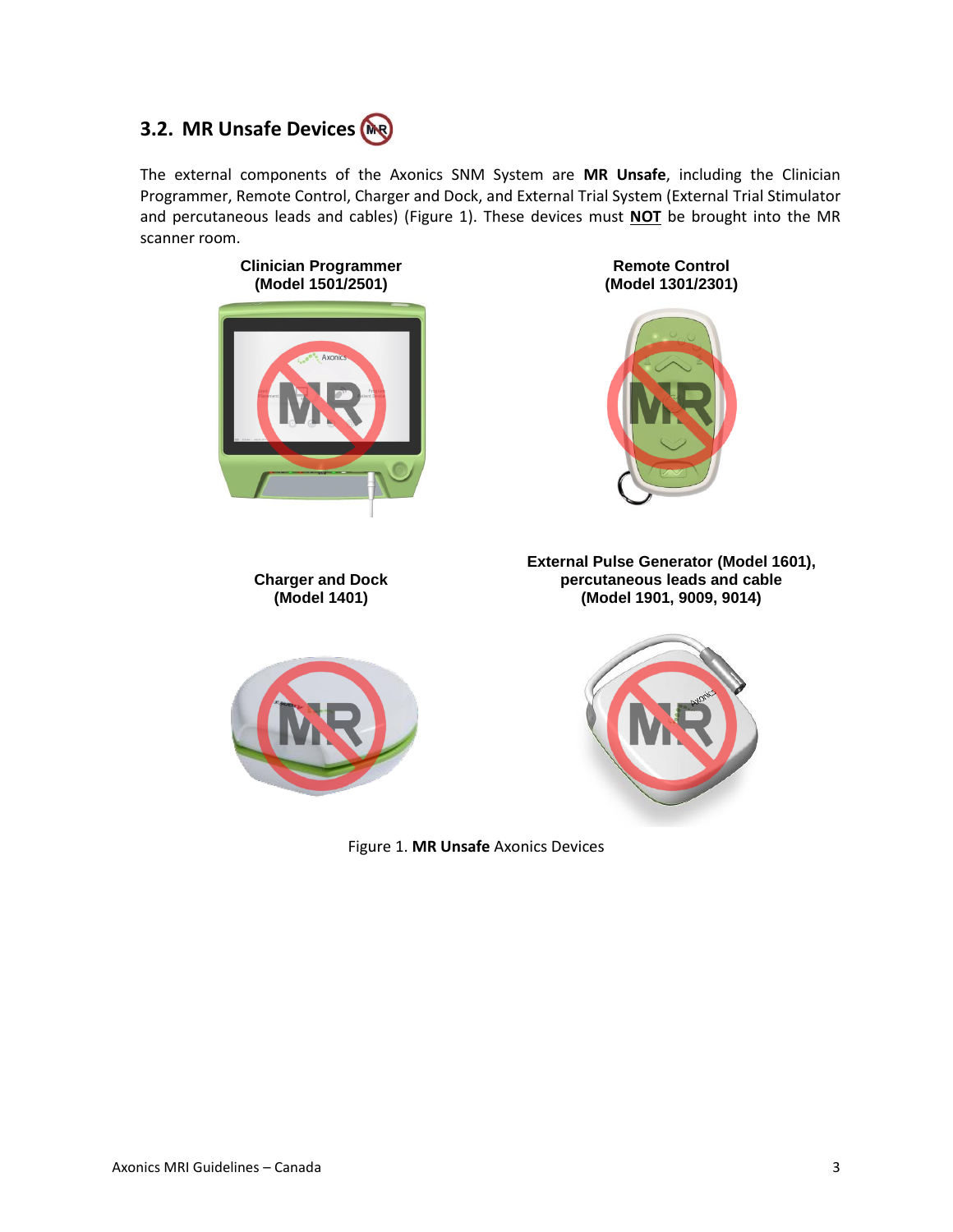## 3.2. MR Unsafe Devices

The external components of the Axonics SNM System are **MR Unsafe**, including the Clinician Programmer, Remote Control, Charger and Dock, and External Trial System (External Trial Stimulator and percutaneous leads and cables) (Figure 1). These devices must **NOT** be brought into the MR scanner room.

**Clinician Programmer (Model 1501/2501)**

**Remote Control (Model 1301/2301)**

**Charger and Dock (Model 1401)**

**External Pulse Generator (Model 1601), percutaneous leads and cable (Model 1901, 9009, 9014)**

Figure 1. **MR Unsafe** Axonics Devices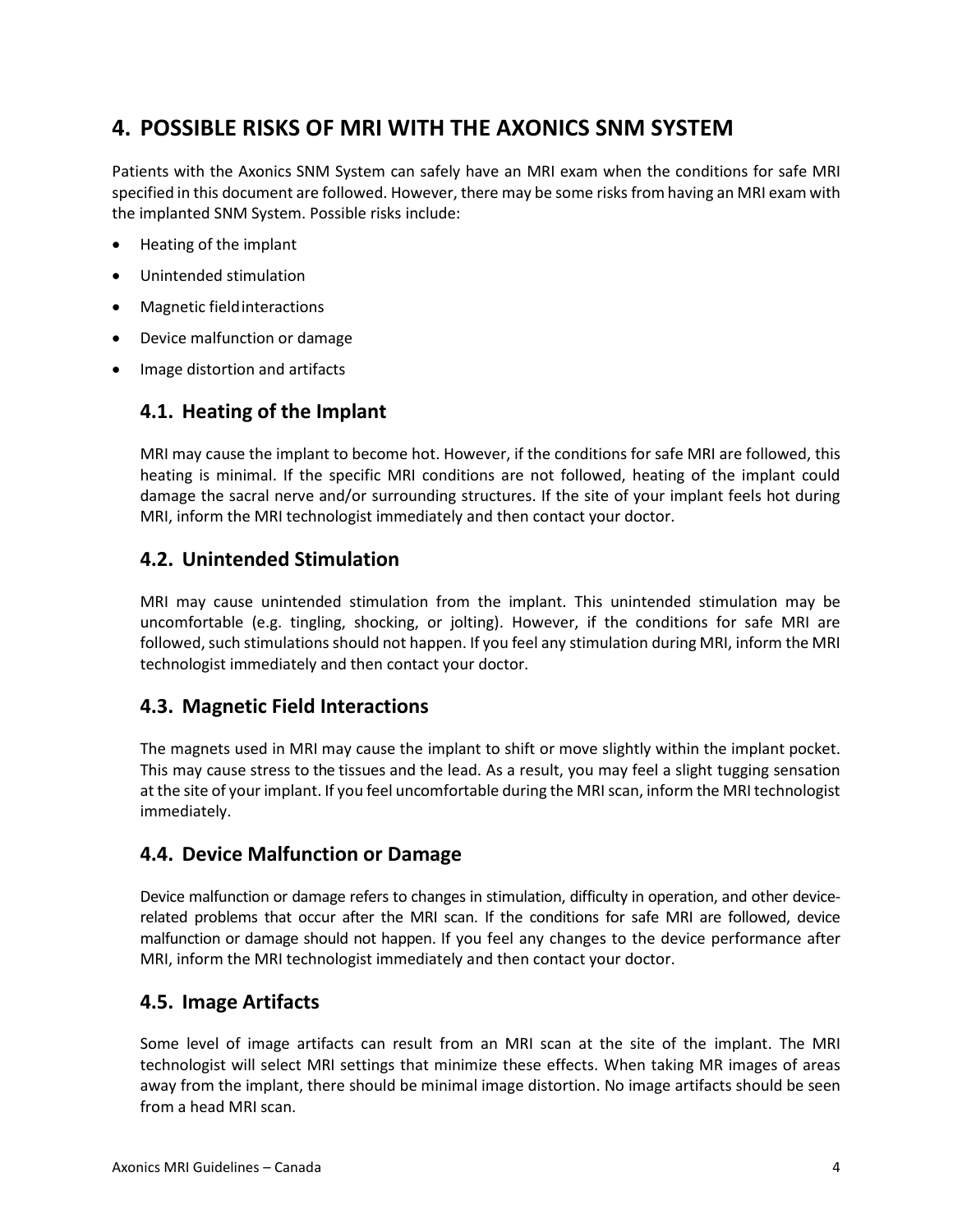## 4. POSSIBLE RISKS OF MRI WITH THE AXONICS SNM SYSTEM

Patients with the Axonics SNM System can safely have an MRI exam when the conditions for safe MRI specified in this document are followed. However, there may be some risks from having an MRI exam with the implanted SNM System. Possible risks include:

- Heating of the implant
- Unintended stimulation
- Magnetic field interactions
- Device malfunction or damage
- Image distortion and artifacts

### 4.1. Heating of the Implant

MRI may cause the implant to become hot. However, if the conditions for safe MRI are followed, this heating is minimal. If the specific MRI conditions are not followed, heating of the implant could damage the sacral nerve and/or surrounding structures. If the site of your implant feels hot during MRI, inform the MRI technologist immediately and then contact your doctor.

### 4.2. Unintended Stimulation

MRI may cause unintended stimulation from the implant. This unintended stimulation may be uncomfortable (e.g. tingling, shocking, or jolting). However, if the conditions for safe MRI are followed, such stimulations should not happen. If you feel any stimulation during MRI, inform the MRI technologist immediately and then contact your doctor.

### 4.3. Magnetic Field Interactions

The magnets used in MRI may cause the implant to shift or move slightly within the implant pocket. This may cause stress to the tissues and the lead. As a result, you may feel a slight tugging sensation at the site of your implant. If you feel uncomfortable during the MRI scan, inform the MRI technologist immediately.

### 4.4. Device Malfunction or Damage

Device malfunction or damage refers to changes in stimulation, difficulty in operation, and other device-related problems that occur after the MRI scan. If the conditions for safe MRI are followed, device malfunction or damage should not happen. If you feel any changes to the device performance after MRI, inform the MRI technologist immediately and then contact your doctor.

### 4.5. Image Artifacts

Some level of image artifacts can result from an MRI scan at the site of the implant. The MRI technologist will select MRI settings that minimize these effects. When taking MR images of areas away from the implant, there should be minimal image distortion. No image artifacts should be seen from a head MRI scan.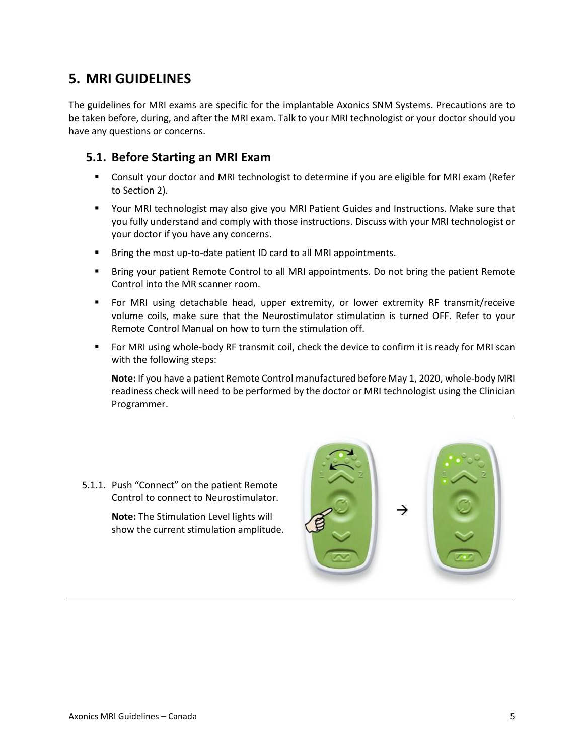# 5. MRI GUIDELINES

The guidelines for MRI exams are specific for the implantable Axonics SNM Systems. Precautions are to be taken before, during, and after the MRI exam. Talk to your MRI technologist or your doctor should you have any questions or concerns.

## 5.1. Before Starting an MRI Exam

- Consult your doctor and MRI technologist to determine if you are eligible for MRI exam (Refer to Section 2).
- Your MRI technologist may also give you MRI Patient Guides and Instructions. Make sure that you fully understand and comply with those instructions. Discuss with your MRI technologist or your doctor if you have any concerns.
- Bring the most up-to-date patient ID card to all MRI appointments.
- Bring your patient Remote Control to all MRI appointments. Do not bring the patient Remote Control into the MR scanner room.
- For MRI using detachable head, upper extremity, or lower extremity RF transmit/receive volume coils, make sure that the Neurostimulator stimulation is turned OFF. Refer to your Remote Control Manual on how to turn the stimulation off.
- For MRI using whole-body RF transmit coil, check the device to confirm it is ready for MRI scan with the following steps:

  **Note:** If you have a patient Remote Control manufactured before May 1, 2020, whole-body MRI readiness check will need to be performed by the doctor or MRI technologist using the Clinician Programmer.

---

5.1.1. Push "Connect" on the patient Remote Control to connect to Neurostimulator.

**Note:** The Stimulation Level lights will show the current stimulation amplitude.

---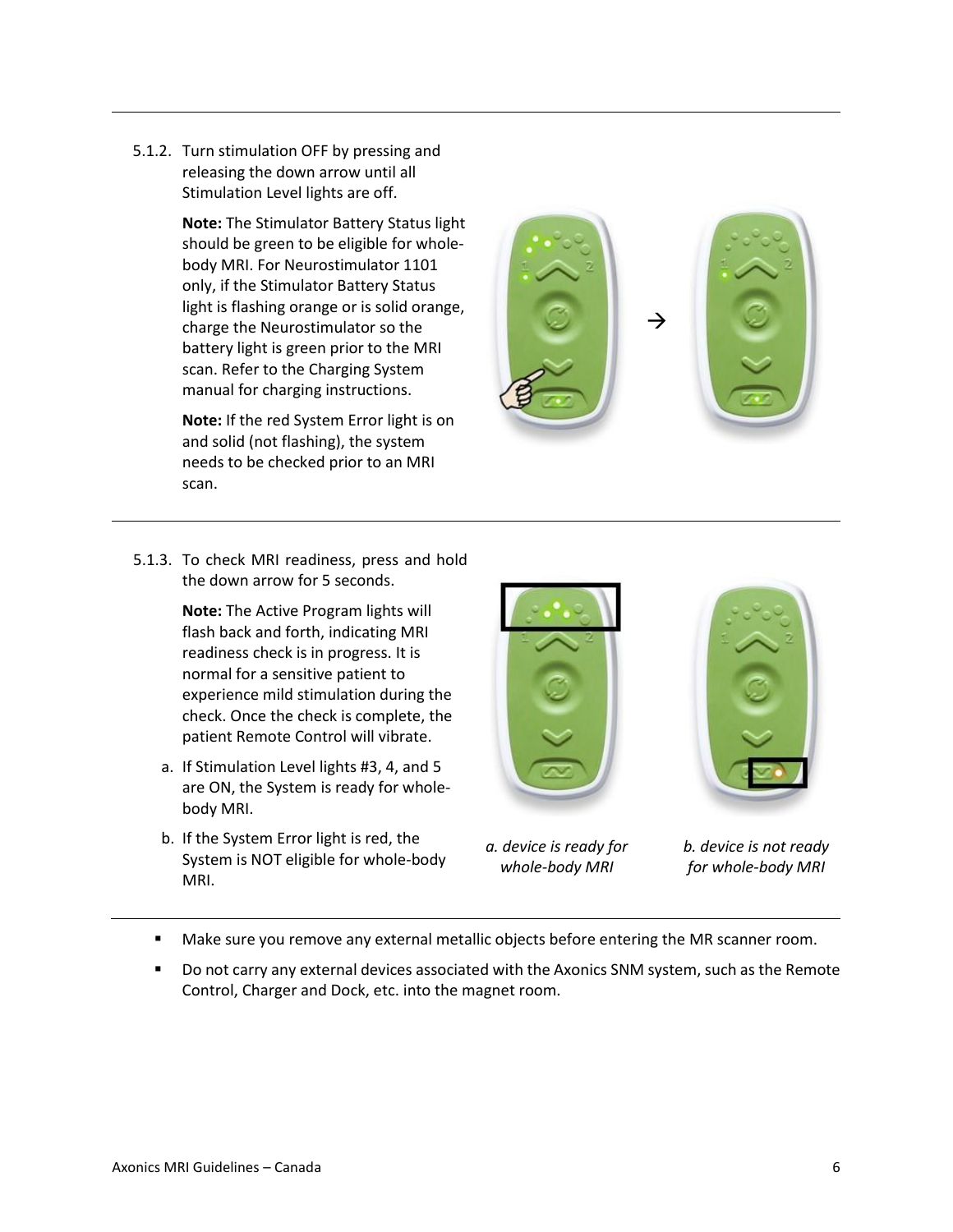5.1.2. Turn stimulation OFF by pressing and releasing the down arrow until all Stimulation Level lights are off.

**Note:** The Stimulator Battery Status light should be green to be eligible for whole-body MRI. For Neurostimulator 1101 only, if the Stimulator Battery Status light is flashing orange or is solid orange, charge the Neurostimulator so the battery light is green prior to the MRI scan. Refer to the Charging System manual for charging instructions.

**Note:** If the red System Error light is on and solid (not flashing), the system needs to be checked prior to an MRI scan.

5.1.3. To check MRI readiness, press and hold the down arrow for 5 seconds.

**Note:** The Active Program lights will flash back and forth, indicating MRI readiness check is in progress. It is normal for a sensitive patient to experience mild stimulation during the check. Once the check is complete, the patient Remote Control will vibrate.

a. If Stimulation Level lights #3, 4, and 5 are ON, the System is ready for whole-body MRI.

b. If the System Error light is red, the System is NOT eligible for whole-body MRI.

*a. device is ready for whole-body MRI*

*b. device is not ready for whole-body MRI*

- Make sure you remove any external metallic objects before entering the MR scanner room.
- Do not carry any external devices associated with the Axonics SNM system, such as the Remote Control, Charger and Dock, etc. into the magnet room.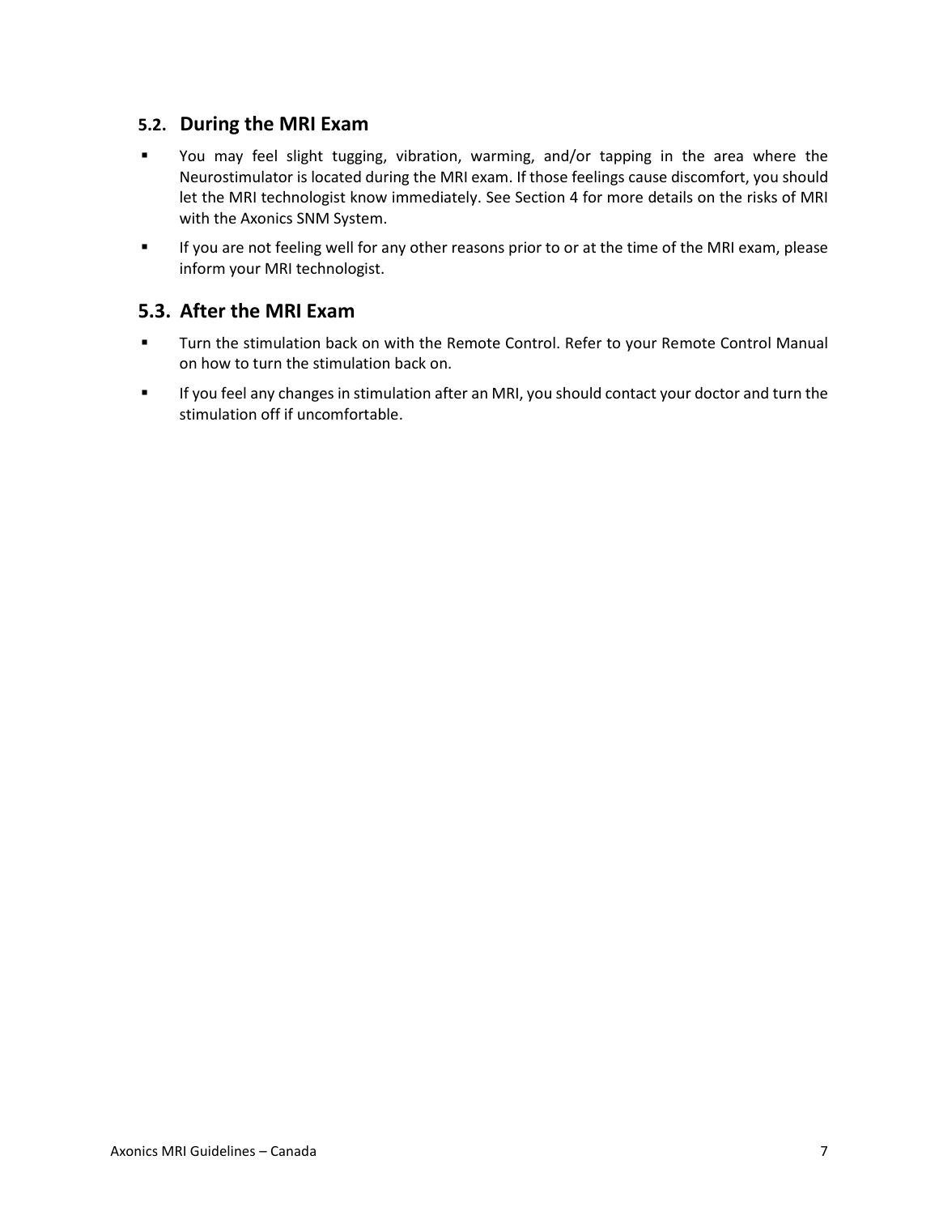### 5.2. During the MRI Exam

- You may feel slight tugging, vibration, warming, and/or tapping in the area where the Neurostimulator is located during the MRI exam. If those feelings cause discomfort, you should let the MRI technologist know immediately. See Section 4 for more details on the risks of MRI with the Axonics SNM System.
- If you are not feeling well for any other reasons prior to or at the time of the MRI exam, please inform your MRI technologist.

### 5.3. After the MRI Exam

- Turn the stimulation back on with the Remote Control. Refer to your Remote Control Manual on how to turn the stimulation back on.
- If you feel any changes in stimulation after an MRI, you should contact your doctor and turn the stimulation off if uncomfortable.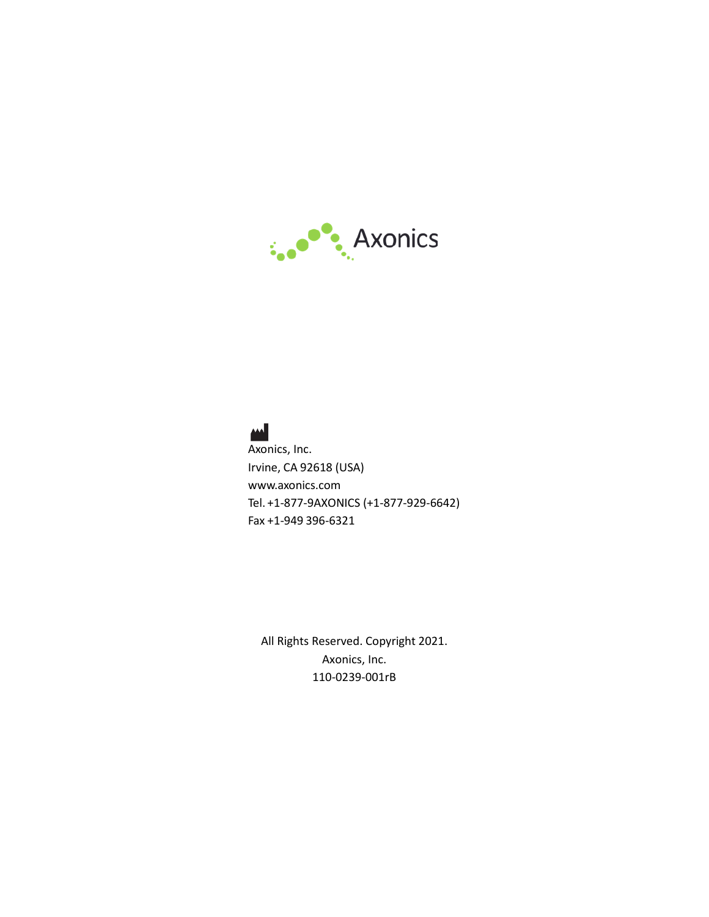Axonics

Axonics, Inc.
Irvine, CA 92618 (USA)
www.axonics.com
Tel. +1-877-9AXONICS (+1-877-929-6642)
Fax +1-949 396-6321

All Rights Reserved. Copyright 2021.
Axonics, Inc.
110-0239-001rB